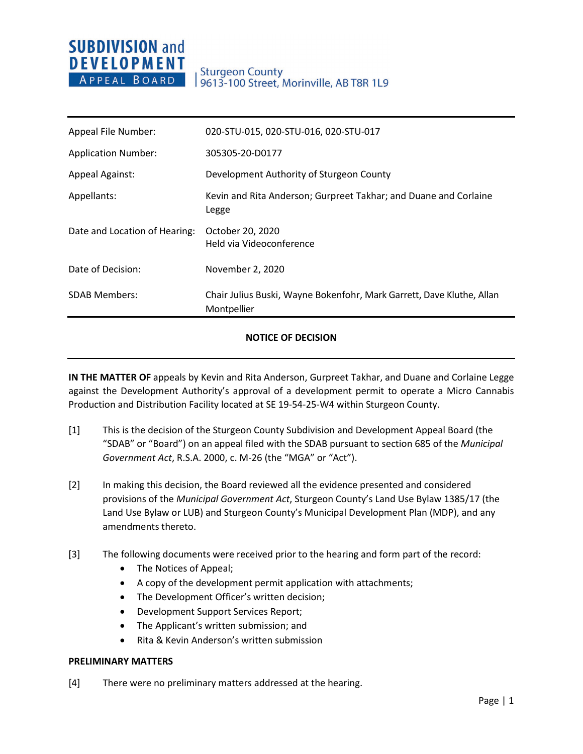**SUBDIVISION and DEVELOPMENT APPEAL BOARD**

Sturgeon County
9613-100 Street, Morinville, AB T8R 1L9

| | |
|---|---|
| Appeal File Number: | 020-STU-015, 020-STU-016, 020-STU-017 |
| Application Number: | 305305-20-D0177 |
| Appeal Against: | Development Authority of Sturgeon County |
| Appellants: | Kevin and Rita Anderson; Gurpreet Takhar; and Duane and Corlaine Legge |
| Date and Location of Hearing: | October 20, 2020<br>Held via Videoconference |
| Date of Decision: | November 2, 2020 |
| SDAB Members: | Chair Julius Buski, Wayne Bokenfohr, Mark Garrett, Dave Kluthe, Allan Montpellier |

## NOTICE OF DECISION

**IN THE MATTER OF** appeals by Kevin and Rita Anderson, Gurpreet Takhar, and Duane and Corlaine Legge against the Development Authority's approval of a development permit to operate a Micro Cannabis Production and Distribution Facility located at SE 19-54-25-W4 within Sturgeon County.

[1] This is the decision of the Sturgeon County Subdivision and Development Appeal Board (the "SDAB" or "Board") on an appeal filed with the SDAB pursuant to section 685 of the *Municipal Government Act*, R.S.A. 2000, c. M-26 (the "MGA" or "Act").

[2] In making this decision, the Board reviewed all the evidence presented and considered provisions of the *Municipal Government Act*, Sturgeon County's Land Use Bylaw 1385/17 (the Land Use Bylaw or LUB) and Sturgeon County's Municipal Development Plan (MDP), and any amendments thereto.

[3] The following documents were received prior to the hearing and form part of the record:

- The Notices of Appeal;
- A copy of the development permit application with attachments;
- The Development Officer's written decision;
- Development Support Services Report;
- The Applicant's written submission; and
- Rita & Kevin Anderson's written submission

**PRELIMINARY MATTERS**

[4] There were no preliminary matters addressed at the hearing.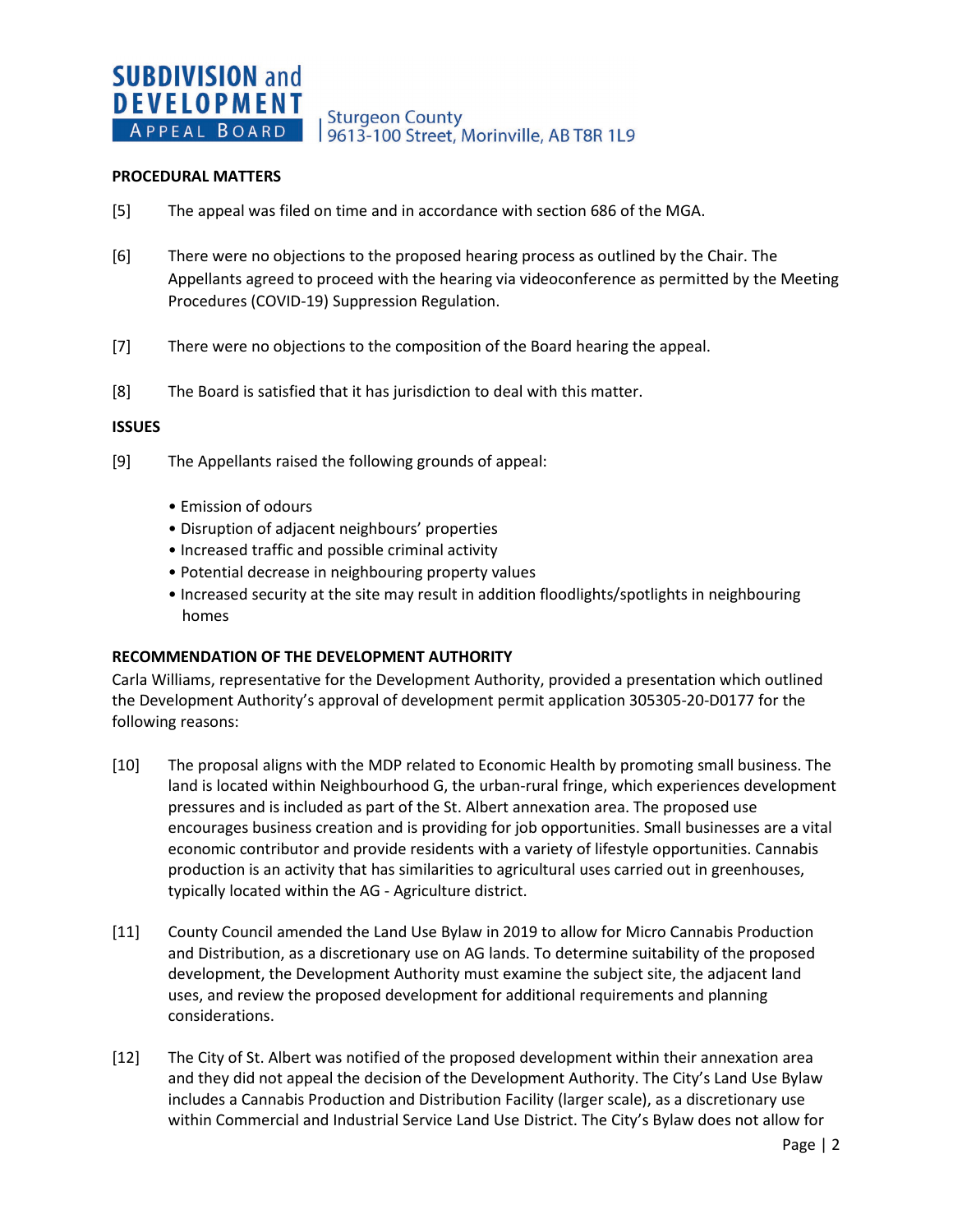## PROCEDURAL MATTERS

[5] The appeal was filed on time and in accordance with section 686 of the MGA.

[6] There were no objections to the proposed hearing process as outlined by the Chair. The Appellants agreed to proceed with the hearing via videoconference as permitted by the Meeting Procedures (COVID-19) Suppression Regulation.

[7] There were no objections to the composition of the Board hearing the appeal.

[8] The Board is satisfied that it has jurisdiction to deal with this matter.

## ISSUES

[9] The Appellants raised the following grounds of appeal:

- Emission of odours
- Disruption of adjacent neighbours' properties
- Increased traffic and possible criminal activity
- Potential decrease in neighbouring property values
- Increased security at the site may result in addition floodlights/spotlights in neighbouring homes

## RECOMMENDATION OF THE DEVELOPMENT AUTHORITY

Carla Williams, representative for the Development Authority, provided a presentation which outlined the Development Authority's approval of development permit application 305305-20-D0177 for the following reasons:

[10] The proposal aligns with the MDP related to Economic Health by promoting small business. The land is located within Neighbourhood G, the urban-rural fringe, which experiences development pressures and is included as part of the St. Albert annexation area. The proposed use encourages business creation and is providing for job opportunities. Small businesses are a vital economic contributor and provide residents with a variety of lifestyle opportunities. Cannabis production is an activity that has similarities to agricultural uses carried out in greenhouses, typically located within the AG - Agriculture district.

[11] County Council amended the Land Use Bylaw in 2019 to allow for Micro Cannabis Production and Distribution, as a discretionary use on AG lands. To determine suitability of the proposed development, the Development Authority must examine the subject site, the adjacent land uses, and review the proposed development for additional requirements and planning considerations.

[12] The City of St. Albert was notified of the proposed development within their annexation area and they did not appeal the decision of the Development Authority. The City's Land Use Bylaw includes a Cannabis Production and Distribution Facility (larger scale), as a discretionary use within Commercial and Industrial Service Land Use District. The City's Bylaw does not allow for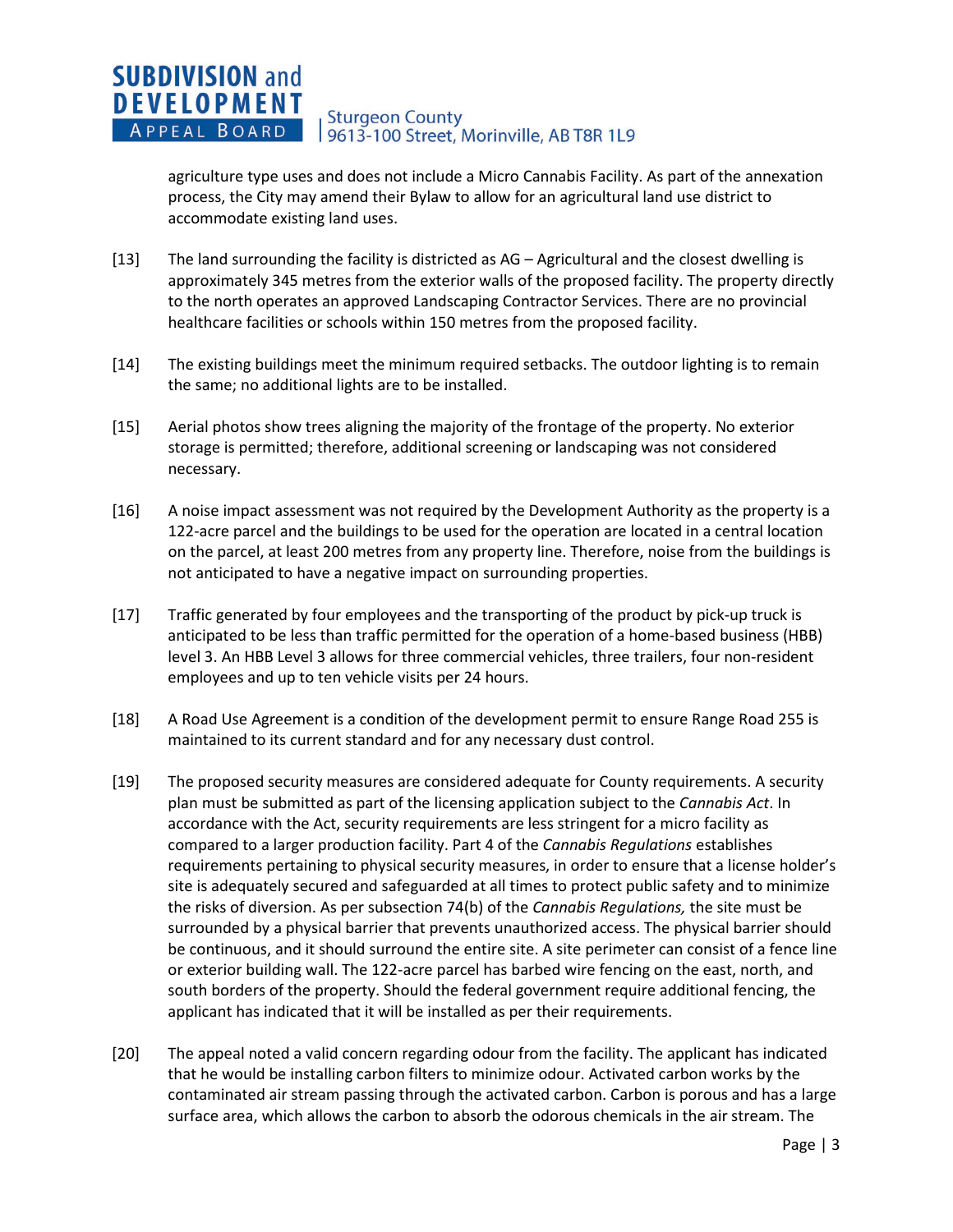agriculture type uses and does not include a Micro Cannabis Facility. As part of the annexation process, the City may amend their Bylaw to allow for an agricultural land use district to accommodate existing land uses.

[13] The land surrounding the facility is districted as AG – Agricultural and the closest dwelling is approximately 345 metres from the exterior walls of the proposed facility. The property directly to the north operates an approved Landscaping Contractor Services. There are no provincial healthcare facilities or schools within 150 metres from the proposed facility.

[14] The existing buildings meet the minimum required setbacks. The outdoor lighting is to remain the same; no additional lights are to be installed.

[15] Aerial photos show trees aligning the majority of the frontage of the property. No exterior storage is permitted; therefore, additional screening or landscaping was not considered necessary.

[16] A noise impact assessment was not required by the Development Authority as the property is a 122-acre parcel and the buildings to be used for the operation are located in a central location on the parcel, at least 200 metres from any property line. Therefore, noise from the buildings is not anticipated to have a negative impact on surrounding properties.

[17] Traffic generated by four employees and the transporting of the product by pick-up truck is anticipated to be less than traffic permitted for the operation of a home-based business (HBB) level 3. An HBB Level 3 allows for three commercial vehicles, three trailers, four non-resident employees and up to ten vehicle visits per 24 hours.

[18] A Road Use Agreement is a condition of the development permit to ensure Range Road 255 is maintained to its current standard and for any necessary dust control.

[19] The proposed security measures are considered adequate for County requirements. A security plan must be submitted as part of the licensing application subject to the *Cannabis Act*. In accordance with the Act, security requirements are less stringent for a micro facility as compared to a larger production facility. Part 4 of the *Cannabis Regulations* establishes requirements pertaining to physical security measures, in order to ensure that a license holder's site is adequately secured and safeguarded at all times to protect public safety and to minimize the risks of diversion. As per subsection 74(b) of the *Cannabis Regulations,* the site must be surrounded by a physical barrier that prevents unauthorized access. The physical barrier should be continuous, and it should surround the entire site. A site perimeter can consist of a fence line or exterior building wall. The 122-acre parcel has barbed wire fencing on the east, north, and south borders of the property. Should the federal government require additional fencing, the applicant has indicated that it will be installed as per their requirements.

[20] The appeal noted a valid concern regarding odour from the facility. The applicant has indicated that he would be installing carbon filters to minimize odour. Activated carbon works by the contaminated air stream passing through the activated carbon. Carbon is porous and has a large surface area, which allows the carbon to absorb the odorous chemicals in the air stream. The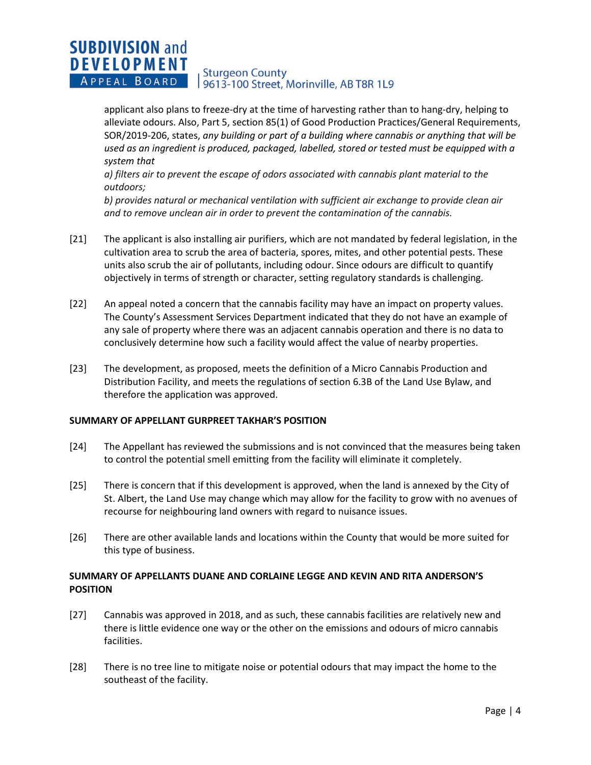applicant also plans to freeze-dry at the time of harvesting rather than to hang-dry, helping to alleviate odours. Also, Part 5, section 85(1) of Good Production Practices/General Requirements, SOR/2019-206, states, *any building or part of a building where cannabis or anything that will be used as an ingredient is produced, packaged, labelled, stored or tested must be equipped with a system that*

*a) filters air to prevent the escape of odors associated with cannabis plant material to the outdoors;*

*b) provides natural or mechanical ventilation with sufficient air exchange to provide clean air and to remove unclean air in order to prevent the contamination of the cannabis.*

[21] The applicant is also installing air purifiers, which are not mandated by federal legislation, in the cultivation area to scrub the area of bacteria, spores, mites, and other potential pests. These units also scrub the air of pollutants, including odour. Since odours are difficult to quantify objectively in terms of strength or character, setting regulatory standards is challenging.

[22] An appeal noted a concern that the cannabis facility may have an impact on property values. The County's Assessment Services Department indicated that they do not have an example of any sale of property where there was an adjacent cannabis operation and there is no data to conclusively determine how such a facility would affect the value of nearby properties.

[23] The development, as proposed, meets the definition of a Micro Cannabis Production and Distribution Facility, and meets the regulations of section 6.3B of the Land Use Bylaw, and therefore the application was approved.

**SUMMARY OF APPELLANT GURPREET TAKHAR'S POSITION**

[24] The Appellant has reviewed the submissions and is not convinced that the measures being taken to control the potential smell emitting from the facility will eliminate it completely.

[25] There is concern that if this development is approved, when the land is annexed by the City of St. Albert, the Land Use may change which may allow for the facility to grow with no avenues of recourse for neighbouring land owners with regard to nuisance issues.

[26] There are other available lands and locations within the County that would be more suited for this type of business.

**SUMMARY OF APPELLANTS DUANE AND CORLAINE LEGGE AND KEVIN AND RITA ANDERSON'S POSITION**

[27] Cannabis was approved in 2018, and as such, these cannabis facilities are relatively new and there is little evidence one way or the other on the emissions and odours of micro cannabis facilities.

[28] There is no tree line to mitigate noise or potential odours that may impact the home to the southeast of the facility.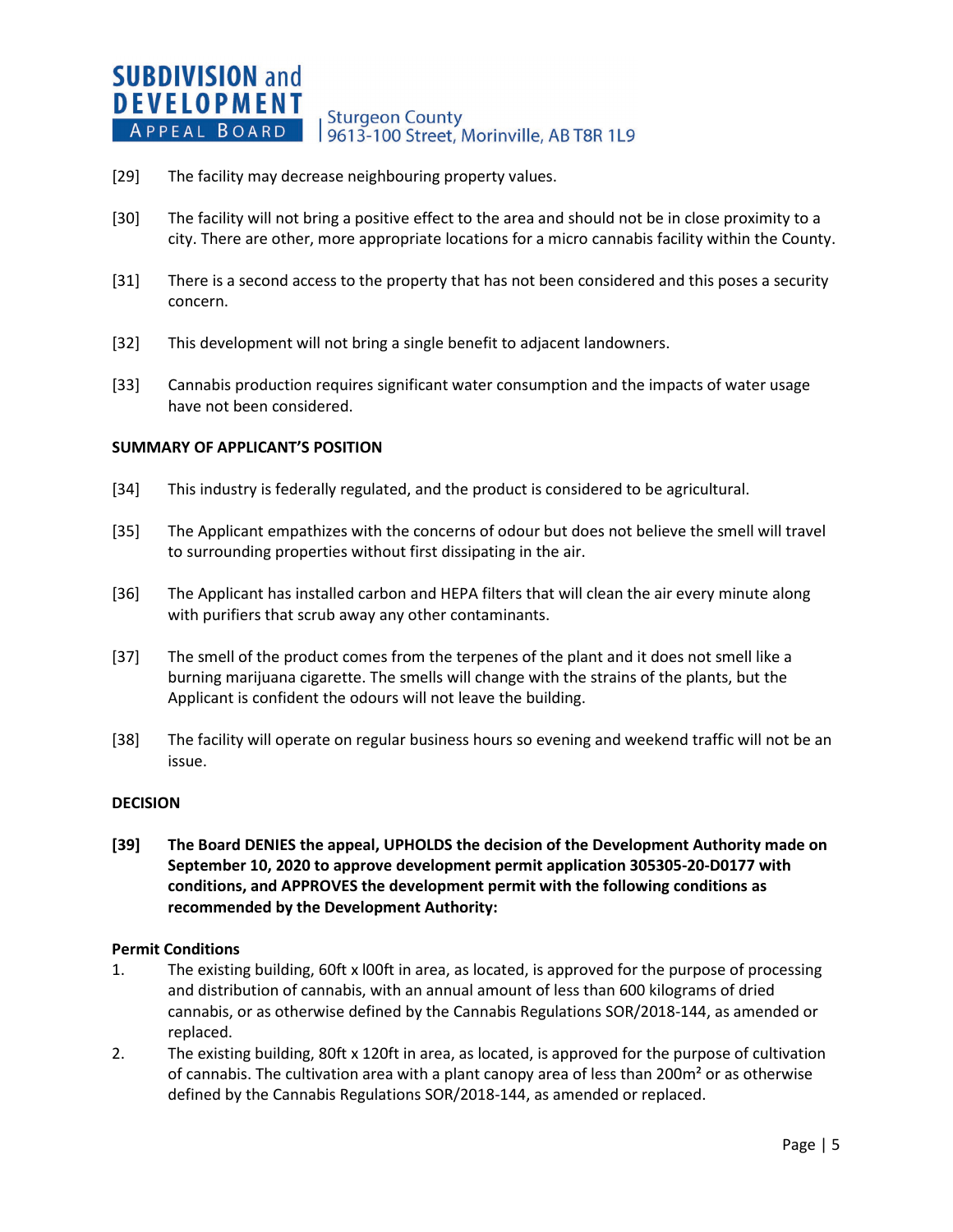[29] The facility may decrease neighbouring property values.

[30] The facility will not bring a positive effect to the area and should not be in close proximity to a city. There are other, more appropriate locations for a micro cannabis facility within the County.

[31] There is a second access to the property that has not been considered and this poses a security concern.

[32] This development will not bring a single benefit to adjacent landowners.

[33] Cannabis production requires significant water consumption and the impacts of water usage have not been considered.

**SUMMARY OF APPLICANT'S POSITION**

[34] This industry is federally regulated, and the product is considered to be agricultural.

[35] The Applicant empathizes with the concerns of odour but does not believe the smell will travel to surrounding properties without first dissipating in the air.

[36] The Applicant has installed carbon and HEPA filters that will clean the air every minute along with purifiers that scrub away any other contaminants.

[37] The smell of the product comes from the terpenes of the plant and it does not smell like a burning marijuana cigarette. The smells will change with the strains of the plants, but the Applicant is confident the odours will not leave the building.

[38] The facility will operate on regular business hours so evening and weekend traffic will not be an issue.

**DECISION**

**[39] The Board DENIES the appeal, UPHOLDS the decision of the Development Authority made on September 10, 2020 to approve development permit application 305305-20-D0177 with conditions, and APPROVES the development permit with the following conditions as recommended by the Development Authority:**

**Permit Conditions**

1. The existing building, 60ft x l00ft in area, as located, is approved for the purpose of processing and distribution of cannabis, with an annual amount of less than 600 kilograms of dried cannabis, or as otherwise defined by the Cannabis Regulations SOR/2018-144, as amended or replaced.
2. The existing building, 80ft x 120ft in area, as located, is approved for the purpose of cultivation of cannabis. The cultivation area with a plant canopy area of less than 200m² or as otherwise defined by the Cannabis Regulations SOR/2018-144, as amended or replaced.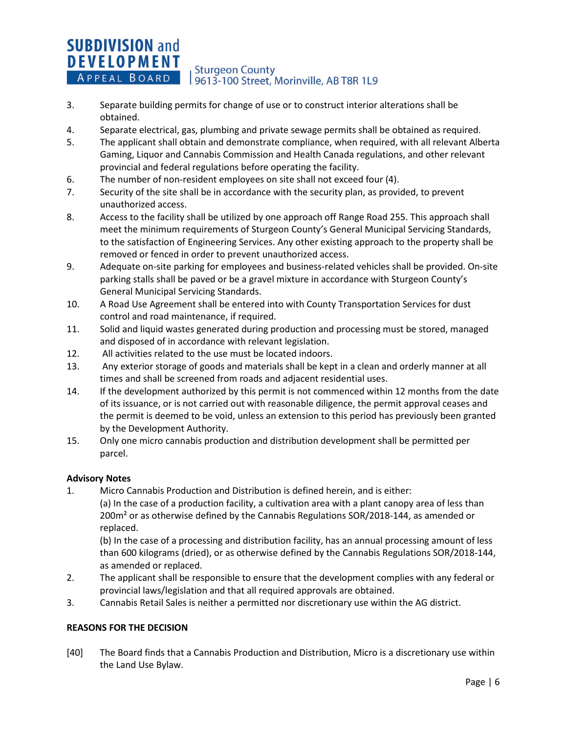3. Separate building permits for change of use or to construct interior alterations shall be obtained.
4. Separate electrical, gas, plumbing and private sewage permits shall be obtained as required.
5. The applicant shall obtain and demonstrate compliance, when required, with all relevant Alberta Gaming, Liquor and Cannabis Commission and Health Canada regulations, and other relevant provincial and federal regulations before operating the facility.
6. The number of non-resident employees on site shall not exceed four (4).
7. Security of the site shall be in accordance with the security plan, as provided, to prevent unauthorized access.
8. Access to the facility shall be utilized by one approach off Range Road 255. This approach shall meet the minimum requirements of Sturgeon County's General Municipal Servicing Standards, to the satisfaction of Engineering Services. Any other existing approach to the property shall be removed or fenced in order to prevent unauthorized access.
9. Adequate on-site parking for employees and business-related vehicles shall be provided. On-site parking stalls shall be paved or be a gravel mixture in accordance with Sturgeon County's General Municipal Servicing Standards.
10. A Road Use Agreement shall be entered into with County Transportation Services for dust control and road maintenance, if required.
11. Solid and liquid wastes generated during production and processing must be stored, managed and disposed of in accordance with relevant legislation.
12. All activities related to the use must be located indoors.
13. Any exterior storage of goods and materials shall be kept in a clean and orderly manner at all times and shall be screened from roads and adjacent residential uses.
14. If the development authorized by this permit is not commenced within 12 months from the date of its issuance, or is not carried out with reasonable diligence, the permit approval ceases and the permit is deemed to be void, unless an extension to this period has previously been granted by the Development Authority.
15. Only one micro cannabis production and distribution development shall be permitted per parcel.

**Advisory Notes**

1. Micro Cannabis Production and Distribution is defined herein, and is either:
   (a) In the case of a production facility, a cultivation area with a plant canopy area of less than 200m² or as otherwise defined by the Cannabis Regulations SOR/2018-144, as amended or replaced.
   (b) In the case of a processing and distribution facility, has an annual processing amount of less than 600 kilograms (dried), or as otherwise defined by the Cannabis Regulations SOR/2018-144, as amended or replaced.
2. The applicant shall be responsible to ensure that the development complies with any federal or provincial laws/legislation and that all required approvals are obtained.
3. Cannabis Retail Sales is neither a permitted nor discretionary use within the AG district.

**REASONS FOR THE DECISION**

[40] The Board finds that a Cannabis Production and Distribution, Micro is a discretionary use within the Land Use Bylaw.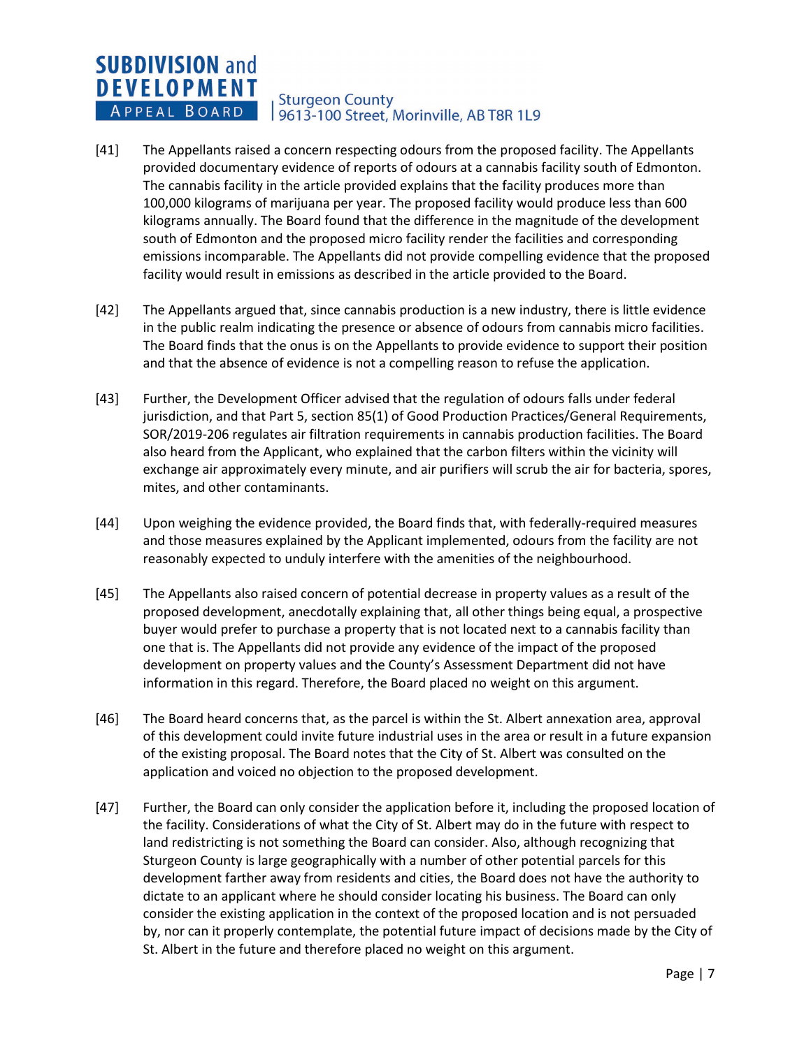[41] The Appellants raised a concern respecting odours from the proposed facility. The Appellants provided documentary evidence of reports of odours at a cannabis facility south of Edmonton. The cannabis facility in the article provided explains that the facility produces more than 100,000 kilograms of marijuana per year. The proposed facility would produce less than 600 kilograms annually. The Board found that the difference in the magnitude of the development south of Edmonton and the proposed micro facility render the facilities and corresponding emissions incomparable. The Appellants did not provide compelling evidence that the proposed facility would result in emissions as described in the article provided to the Board.

[42] The Appellants argued that, since cannabis production is a new industry, there is little evidence in the public realm indicating the presence or absence of odours from cannabis micro facilities. The Board finds that the onus is on the Appellants to provide evidence to support their position and that the absence of evidence is not a compelling reason to refuse the application.

[43] Further, the Development Officer advised that the regulation of odours falls under federal jurisdiction, and that Part 5, section 85(1) of Good Production Practices/General Requirements, SOR/2019-206 regulates air filtration requirements in cannabis production facilities. The Board also heard from the Applicant, who explained that the carbon filters within the vicinity will exchange air approximately every minute, and air purifiers will scrub the air for bacteria, spores, mites, and other contaminants.

[44] Upon weighing the evidence provided, the Board finds that, with federally-required measures and those measures explained by the Applicant implemented, odours from the facility are not reasonably expected to unduly interfere with the amenities of the neighbourhood.

[45] The Appellants also raised concern of potential decrease in property values as a result of the proposed development, anecdotally explaining that, all other things being equal, a prospective buyer would prefer to purchase a property that is not located next to a cannabis facility than one that is. The Appellants did not provide any evidence of the impact of the proposed development on property values and the County's Assessment Department did not have information in this regard. Therefore, the Board placed no weight on this argument.

[46] The Board heard concerns that, as the parcel is within the St. Albert annexation area, approval of this development could invite future industrial uses in the area or result in a future expansion of the existing proposal. The Board notes that the City of St. Albert was consulted on the application and voiced no objection to the proposed development.

[47] Further, the Board can only consider the application before it, including the proposed location of the facility. Considerations of what the City of St. Albert may do in the future with respect to land redistricting is not something the Board can consider. Also, although recognizing that Sturgeon County is large geographically with a number of other potential parcels for this development farther away from residents and cities, the Board does not have the authority to dictate to an applicant where he should consider locating his business. The Board can only consider the existing application in the context of the proposed location and is not persuaded by, nor can it properly contemplate, the potential future impact of decisions made by the City of St. Albert in the future and therefore placed no weight on this argument.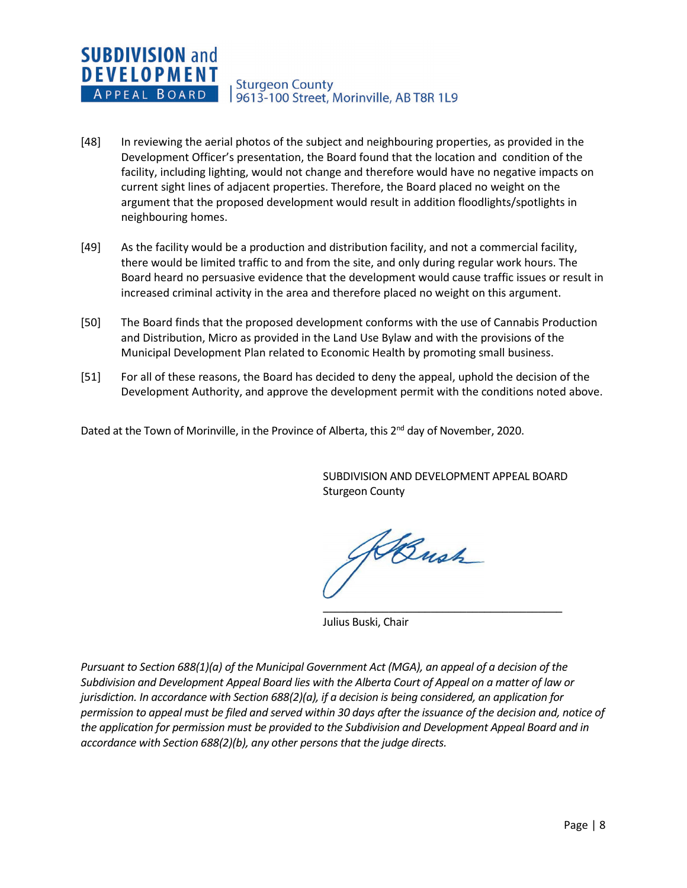[48] In reviewing the aerial photos of the subject and neighbouring properties, as provided in the Development Officer's presentation, the Board found that the location and condition of the facility, including lighting, would not change and therefore would have no negative impacts on current sight lines of adjacent properties. Therefore, the Board placed no weight on the argument that the proposed development would result in addition floodlights/spotlights in neighbouring homes.

[49] As the facility would be a production and distribution facility, and not a commercial facility, there would be limited traffic to and from the site, and only during regular work hours. The Board heard no persuasive evidence that the development would cause traffic issues or result in increased criminal activity in the area and therefore placed no weight on this argument.

[50] The Board finds that the proposed development conforms with the use of Cannabis Production and Distribution, Micro as provided in the Land Use Bylaw and with the provisions of the Municipal Development Plan related to Economic Health by promoting small business.

[51] For all of these reasons, the Board has decided to deny the appeal, uphold the decision of the Development Authority, and approve the development permit with the conditions noted above.

Dated at the Town of Morinville, in the Province of Alberta, this 2nd day of November, 2020.

SUBDIVISION AND DEVELOPMENT APPEAL BOARD
Sturgeon County

Julius Buski, Chair

*Pursuant to Section 688(1)(a) of the Municipal Government Act (MGA), an appeal of a decision of the Subdivision and Development Appeal Board lies with the Alberta Court of Appeal on a matter of law or jurisdiction. In accordance with Section 688(2)(a), if a decision is being considered, an application for permission to appeal must be filed and served within 30 days after the issuance of the decision and, notice of the application for permission must be provided to the Subdivision and Development Appeal Board and in accordance with Section 688(2)(b), any other persons that the judge directs.*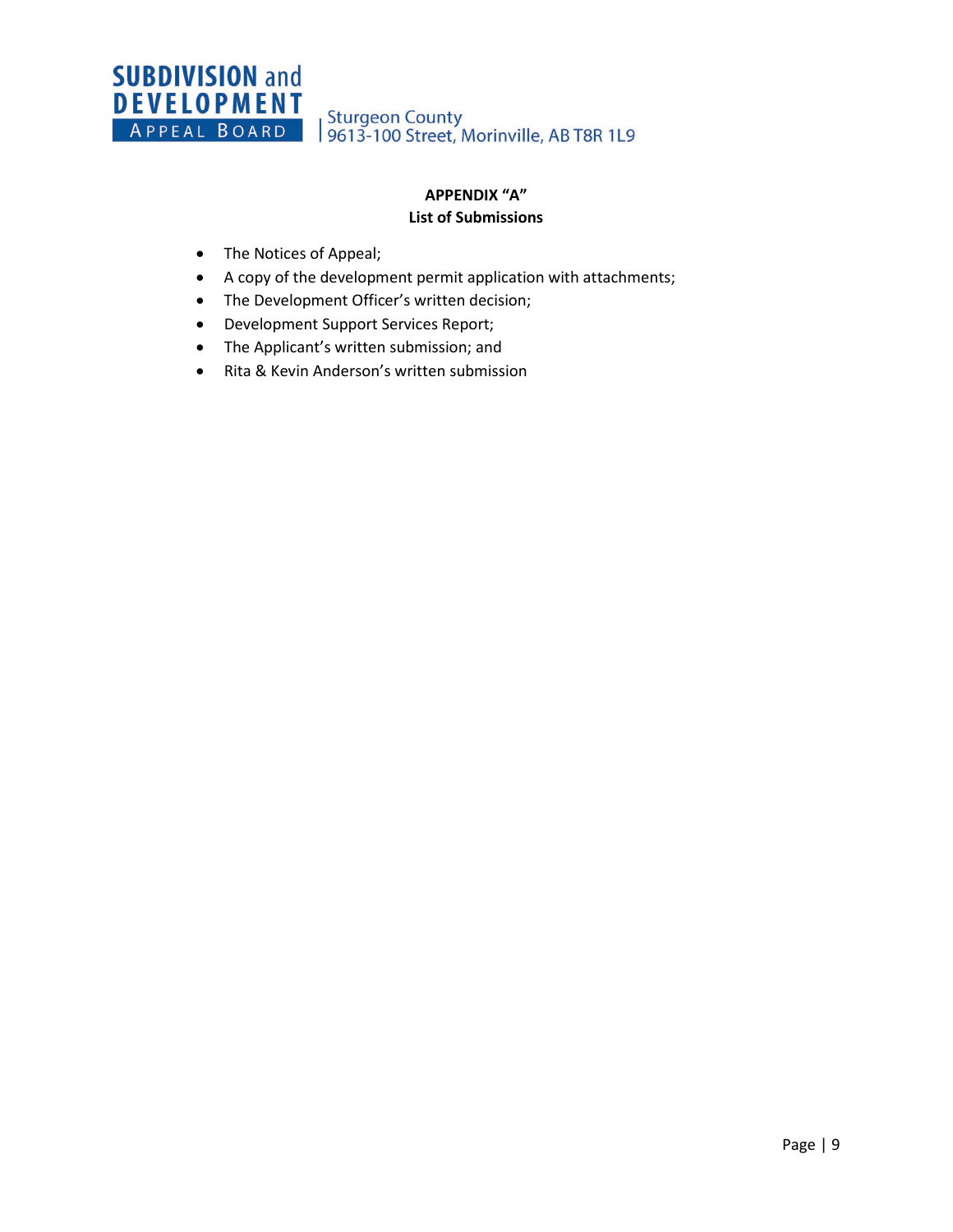**APPENDIX "A"**
**List of Submissions**

- The Notices of Appeal;
- A copy of the development permit application with attachments;
- The Development Officer's written decision;
- Development Support Services Report;
- The Applicant's written submission; and
- Rita & Kevin Anderson's written submission